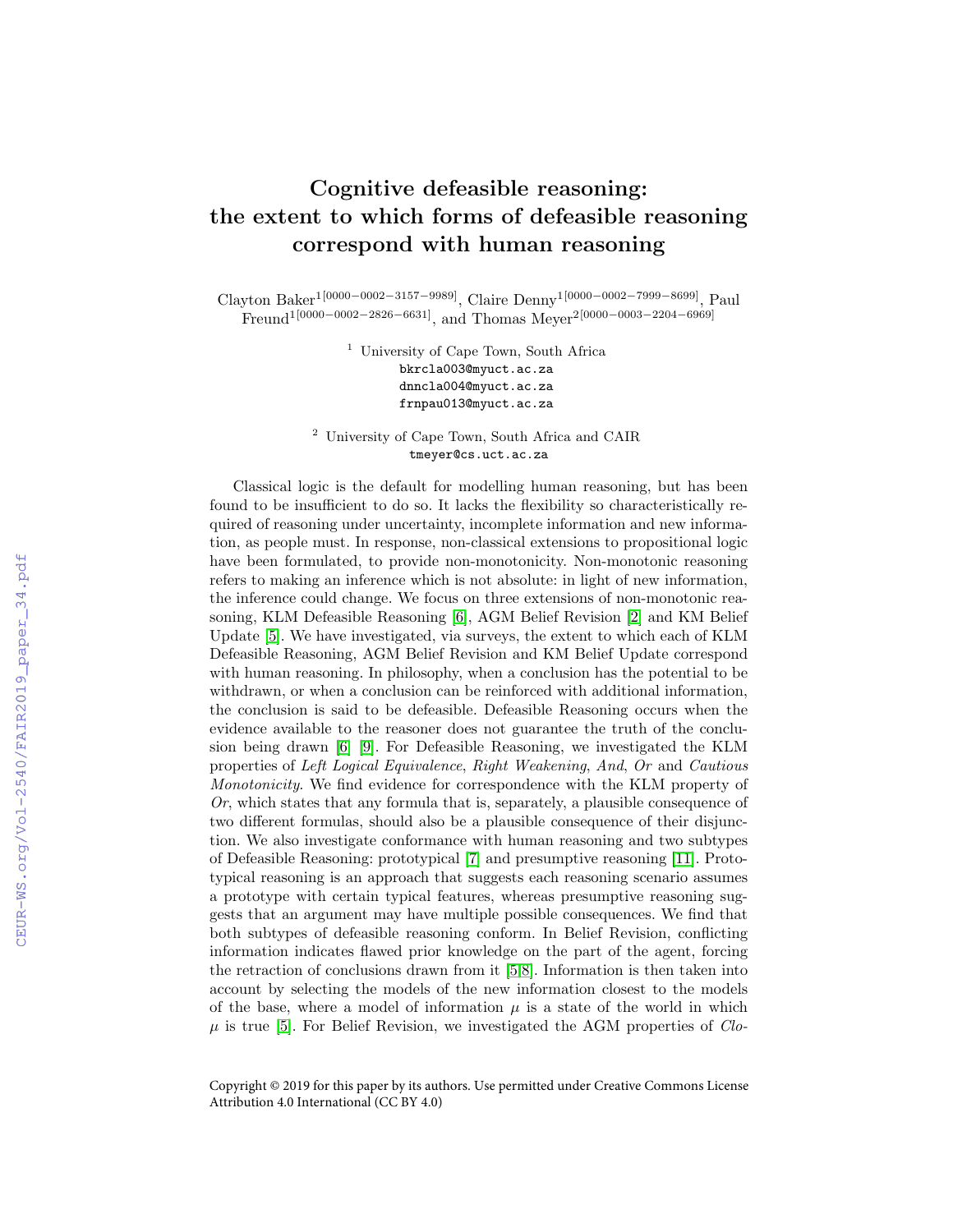# Cognitive defeasible reasoning: the extent to which forms of defeasible reasoning correspond with human reasoning

Clayton Baker[1[0000−0002−3157−9989]], Claire Denny[1[0000−0002−7999−8699]], Paul Freund[1[0000−0002−2826−6631]], and Thomas Meyer[2[0000−0003−2204−6969]]

[1] University of Cape Town, South Africa
bkrcla003@myuct.ac.za
dnncla004@myuct.ac.za
frnpau013@myuct.ac.za

[2] University of Cape Town, South Africa and CAIR
tmeyer@cs.uct.ac.za

Classical logic is the default for modelling human reasoning, but has been found to be insufficient to do so. It lacks the flexibility so characteristically required of reasoning under uncertainty, incomplete information and new information, as people must. In response, non-classical extensions to propositional logic have been formulated, to provide non-monotonicity. Non-monotonic reasoning refers to making an inference which is not absolute: in light of new information, the inference could change. We focus on three extensions of non-monotonic reasoning, KLM Defeasible Reasoning [6], AGM Belief Revision [2] and KM Belief Update [5]. We have investigated, via surveys, the extent to which each of KLM Defeasible Reasoning, AGM Belief Revision and KM Belief Update correspond with human reasoning. In philosophy, when a conclusion has the potential to be withdrawn, or when a conclusion can be reinforced with additional information, the conclusion is said to be defeasible. Defeasible Reasoning occurs when the evidence available to the reasoner does not guarantee the truth of the conclusion being drawn [6] [9]. For Defeasible Reasoning, we investigated the KLM properties of *Left Logical Equivalence*, *Right Weakening*, *And*, *Or* and *Cautious Monotonicity*. We find evidence for correspondence with the KLM property of *Or*, which states that any formula that is, separately, a plausible consequence of two different formulas, should also be a plausible consequence of their disjunction. We also investigate conformance with human reasoning and two subtypes of Defeasible Reasoning: prototypical [7] and presumptive reasoning [11]. Prototypical reasoning is an approach that suggests each reasoning scenario assumes a prototype with certain typical features, whereas presumptive reasoning suggests that an argument may have multiple possible consequences. We find that both subtypes of defeasible reasoning conform. In Belief Revision, conflicting information indicates flawed prior knowledge on the part of the agent, forcing the retraction of conclusions drawn from it [5][8]. Information is then taken into account by selecting the models of the new information closest to the models of the base, where a model of information $\mu$ is a state of the world in which $\mu$ is true [5]. For Belief Revision, we investigated the AGM properties of *Clo-*

Copyright © 2019 for this paper by its authors. Use permitted under Creative Commons License Attribution 4.0 International (CC BY 4.0)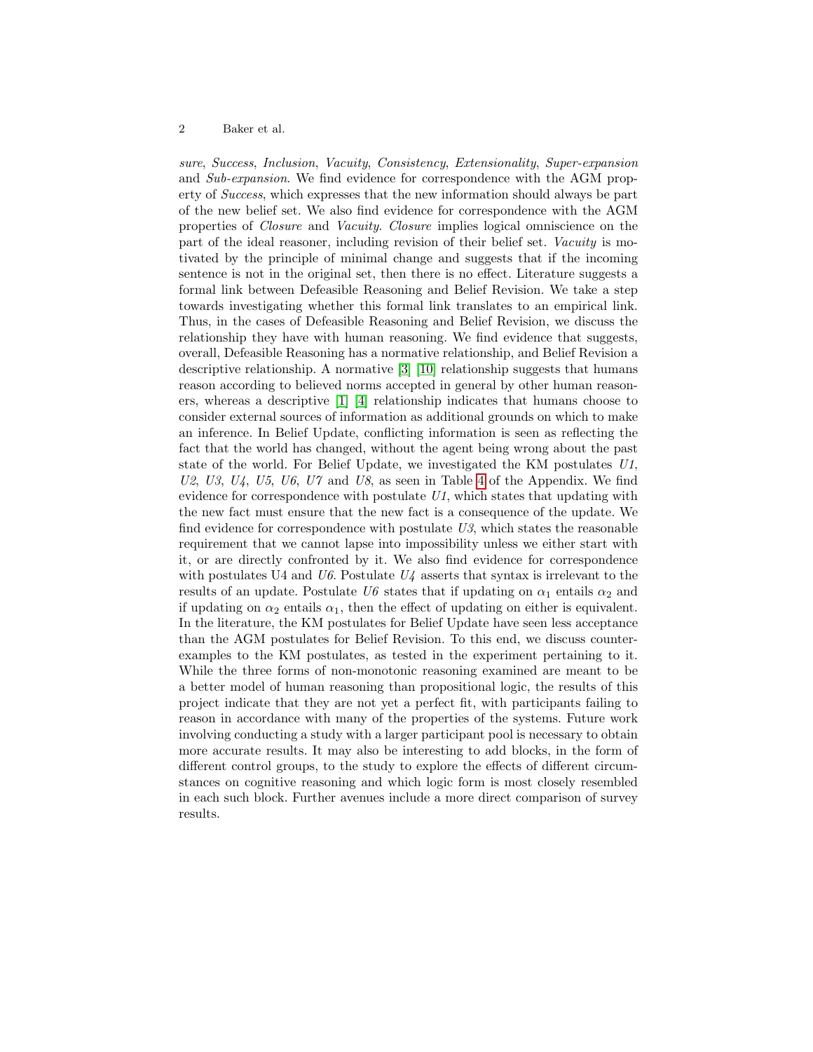*sure*, *Success*, *Inclusion*, *Vacuity*, *Consistency*, *Extensionality*, *Super-expansion* and *Sub-expansion*. We find evidence for correspondence with the AGM property of *Success*, which expresses that the new information should always be part of the new belief set. We also find evidence for correspondence with the AGM properties of *Closure* and *Vacuity*. *Closure* implies logical omniscience on the part of the ideal reasoner, including revision of their belief set. *Vacuity* is motivated by the principle of minimal change and suggests that if the incoming sentence is not in the original set, then there is no effect. Literature suggests a formal link between Defeasible Reasoning and Belief Revision. We take a step towards investigating whether this formal link translates to an empirical link. Thus, in the cases of Defeasible Reasoning and Belief Revision, we discuss the relationship they have with human reasoning. We find evidence that suggests, overall, Defeasible Reasoning has a normative relationship, and Belief Revision a descriptive relationship. A normative [3] [10] relationship suggests that humans reason according to believed norms accepted in general by other human reasoners, whereas a descriptive [1] [4] relationship indicates that humans choose to consider external sources of information as additional grounds on which to make an inference. In Belief Update, conflicting information is seen as reflecting the fact that the world has changed, without the agent being wrong about the past state of the world. For Belief Update, we investigated the KM postulates *U1*, *U2*, *U3*, *U4*, *U5*, *U6*, *U7* and *U8*, as seen in Table 4 of the Appendix. We find evidence for correspondence with postulate *U1*, which states that updating with the new fact must ensure that the new fact is a consequence of the update. We find evidence for correspondence with postulate *U3*, which states the reasonable requirement that we cannot lapse into impossibility unless we either start with it, or are directly confronted by it. We also find evidence for correspondence with postulates U4 and *U6*. Postulate *U4* asserts that syntax is irrelevant to the results of an update. Postulate *U6* states that if updating on $\alpha_1$ entails $\alpha_2$ and if updating on $\alpha_2$ entails $\alpha_1$, then the effect of updating on either is equivalent. In the literature, the KM postulates for Belief Update have seen less acceptance than the AGM postulates for Belief Revision. To this end, we discuss counterexamples to the KM postulates, as tested in the experiment pertaining to it. While the three forms of non-monotonic reasoning examined are meant to be a better model of human reasoning than propositional logic, the results of this project indicate that they are not yet a perfect fit, with participants failing to reason in accordance with many of the properties of the systems. Future work involving conducting a study with a larger participant pool is necessary to obtain more accurate results. It may also be interesting to add blocks, in the form of different control groups, to the study to explore the effects of different circumstances on cognitive reasoning and which logic form is most closely resembled in each such block. Further avenues include a more direct comparison of survey results.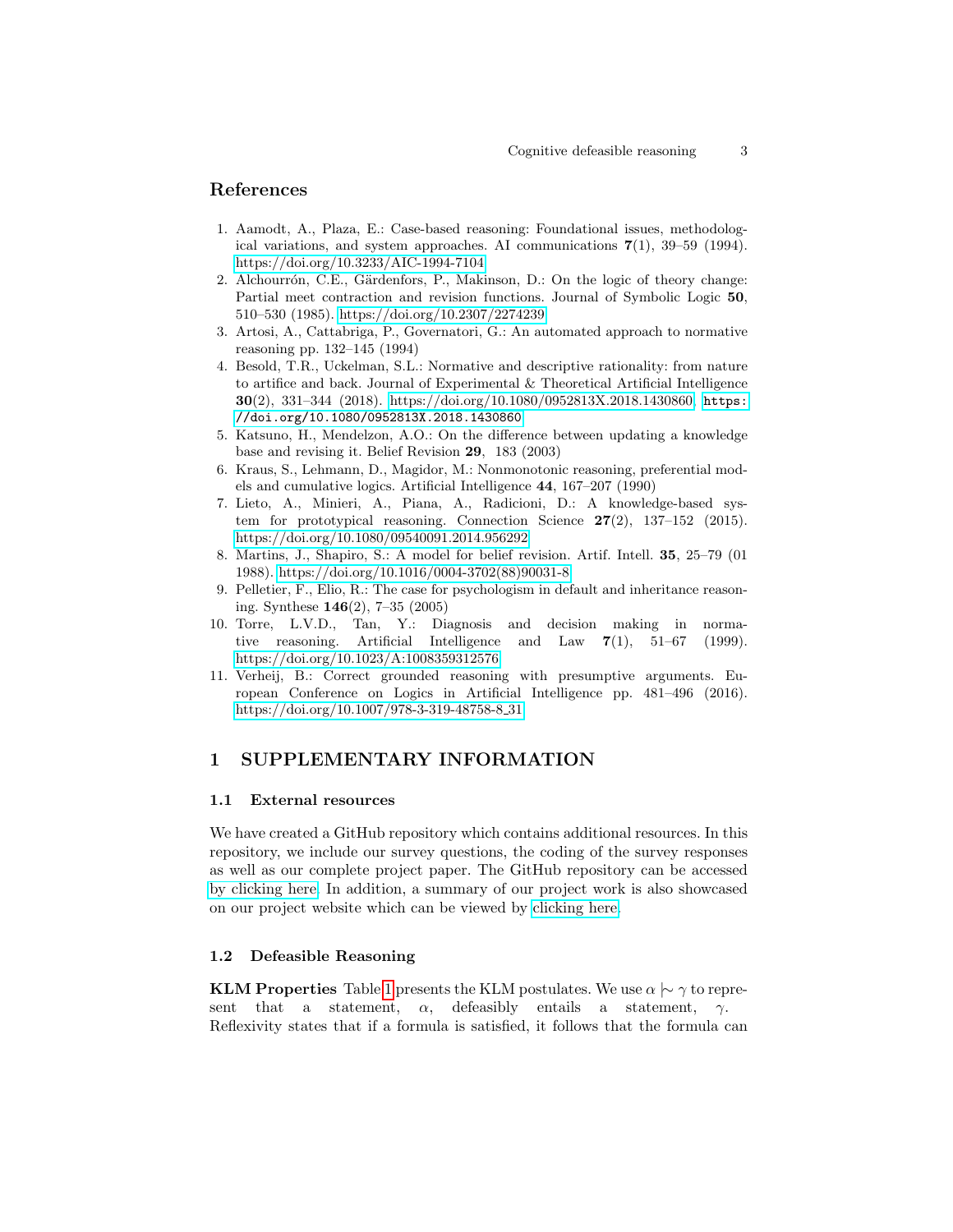## References

1. Aamodt, A., Plaza, E.: Case-based reasoning: Foundational issues, methodological variations, and system approaches. AI communications **7**(1), 39–59 (1994). https://doi.org/10.3233/AIC-1994-7104
2. Alchourrón, C.E., Gärdenfors, P., Makinson, D.: On the logic of theory change: Partial meet contraction and revision functions. Journal of Symbolic Logic **50**, 510–530 (1985). https://doi.org/10.2307/2274239
3. Artosi, A., Cattabriga, P., Governatori, G.: An automated approach to normative reasoning pp. 132–145 (1994)
4. Besold, T.R., Uckelman, S.L.: Normative and descriptive rationality: from nature to artifice and back. Journal of Experimental & Theoretical Artificial Intelligence **30**(2), 331–344 (2018). https://doi.org/10.1080/0952813X.2018.1430860, `https://doi.org/10.1080/0952813X.2018.1430860`
5. Katsuno, H., Mendelzon, A.O.: On the difference between updating a knowledge base and revising it. Belief Revision **29**, 183 (2003)
6. Kraus, S., Lehmann, D., Magidor, M.: Nonmonotonic reasoning, preferential models and cumulative logics. Artificial Intelligence **44**, 167–207 (1990)
7. Lieto, A., Minieri, A., Piana, A., Radicioni, D.: A knowledge-based system for prototypical reasoning. Connection Science **27**(2), 137–152 (2015). https://doi.org/10.1080/09540091.2014.956292
8. Martins, J., Shapiro, S.: A model for belief revision. Artif. Intell. **35**, 25–79 (01 1988). https://doi.org/10.1016/0004-3702(88)90031-8
9. Pelletier, F., Elio, R.: The case for psychologism in default and inheritance reasoning. Synthese **146**(2), 7–35 (2005)
10. Torre, L.V.D., Tan, Y.: Diagnosis and decision making in normative reasoning. Artificial Intelligence and Law **7**(1), 51–67 (1999). https://doi.org/10.1023/A:1008359312576
11. Verheij, B.: Correct grounded reasoning with presumptive arguments. European Conference on Logics in Artificial Intelligence pp. 481–496 (2016). https://doi.org/10.1007/978-3-319-48758-8_31

# 1 SUPPLEMENTARY INFORMATION

## 1.1 External resources

We have created a GitHub repository which contains additional resources. In this repository, we include our survey questions, the coding of the survey responses as well as our complete project paper. The GitHub repository can be accessed by clicking here. In addition, a summary of our project work is also showcased on our project website which can be viewed by clicking here.

## 1.2 Defeasible Reasoning

**KLM Properties** Table 1 presents the KLM postulates. We use $\alpha \mid\sim \gamma$ to represent that a statement, $\alpha$, defeasibly entails a statement, $\gamma$. Reflexivity states that if a formula is satisfied, it follows that the formula can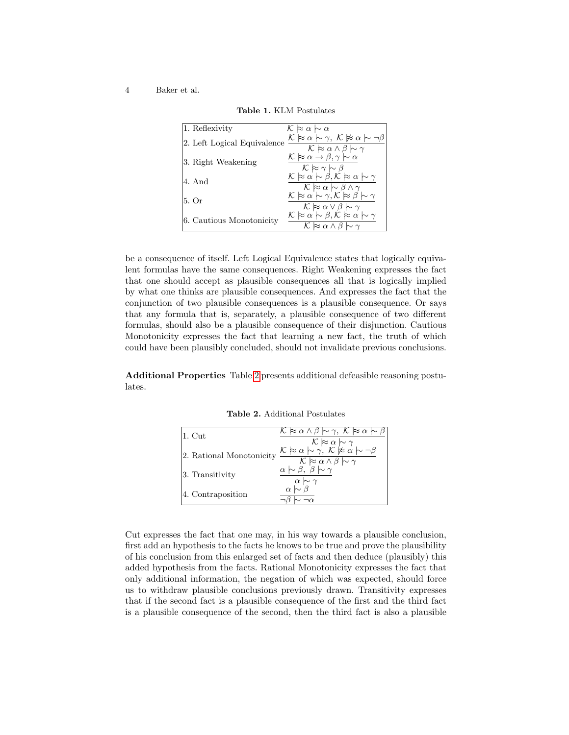**Table 1.** KLM Postulates

| | |
|---|---|
| 1. Reflexivity | $\mathcal{K} \approx \alpha \mid\sim \alpha$ |
| 2. Left Logical Equivalence | $\dfrac{\mathcal{K} \approx \alpha \mid\sim \gamma,\ \mathcal{K} \not\approx \alpha \mid\sim \neg\beta}{\mathcal{K} \approx \alpha \wedge \beta \mid\sim \gamma}$ |
| 3. Right Weakening | $\dfrac{\mathcal{K} \approx \alpha \rightarrow \beta, \gamma \mid\sim \alpha}{\mathcal{K} \approx \gamma \mid\sim \beta}$ |
| 4. And | $\dfrac{\mathcal{K} \approx \alpha \mid\sim \beta, \mathcal{K} \approx \alpha \mid\sim \gamma}{\mathcal{K} \approx \alpha \mid\sim \beta \wedge \gamma}$ |
| 5. Or | $\dfrac{\mathcal{K} \approx \alpha \mid\sim \gamma, \mathcal{K} \approx \beta \mid\sim \gamma}{\mathcal{K} \approx \alpha \vee \beta \mid\sim \gamma}$ |
| 6. Cautious Monotonicity | $\dfrac{\mathcal{K} \approx \alpha \mid\sim \beta, \mathcal{K} \approx \alpha \mid\sim \gamma}{\mathcal{K} \approx \alpha \wedge \beta \mid\sim \gamma}$ |

be a consequence of itself. Left Logical Equivalence states that logically equivalent formulas have the same consequences. Right Weakening expresses the fact that one should accept as plausible consequences all that is logically implied by what one thinks are plausible consequences. And expresses the fact that the conjunction of two plausible consequences is a plausible consequence. Or says that any formula that is, separately, a plausible consequence of two different formulas, should also be a plausible consequence of their disjunction. Cautious Monotonicity expresses the fact that learning a new fact, the truth of which could have been plausibly concluded, should not invalidate previous conclusions.

**Additional Properties** Table 2 presents additional defeasible reasoning postulates.

**Table 2.** Additional Postulates

| | |
|---|---|
| 1. Cut | $\dfrac{\mathcal{K} \approx \alpha \wedge \beta \mid\sim \gamma,\ \mathcal{K} \approx \alpha \mid\sim \beta}{\mathcal{K} \approx \alpha \mid\sim \gamma}$ |
| 2. Rational Monotonicity | $\dfrac{\mathcal{K} \approx \alpha \mid\sim \gamma,\ \mathcal{K} \not\approx \alpha \mid\sim \neg\beta}{\mathcal{K} \approx \alpha \wedge \beta \mid\sim \gamma}$ |
| 3. Transitivity | $\dfrac{\alpha \mid\sim \beta,\ \beta \mid\sim \gamma}{\alpha \mid\sim \gamma}$ |
| 4. Contraposition | $\dfrac{\alpha \mid\sim \beta}{\neg\beta \mid\sim \neg\alpha}$ |

Cut expresses the fact that one may, in his way towards a plausible conclusion, first add an hypothesis to the facts he knows to be true and prove the plausibility of his conclusion from this enlarged set of facts and then deduce (plausibly) this added hypothesis from the facts. Rational Monotonicity expresses the fact that only additional information, the negation of which was expected, should force us to withdraw plausible conclusions previously drawn. Transitivity expresses that if the second fact is a plausible consequence of the first and the third fact is a plausible consequence of the second, then the third fact is also a plausible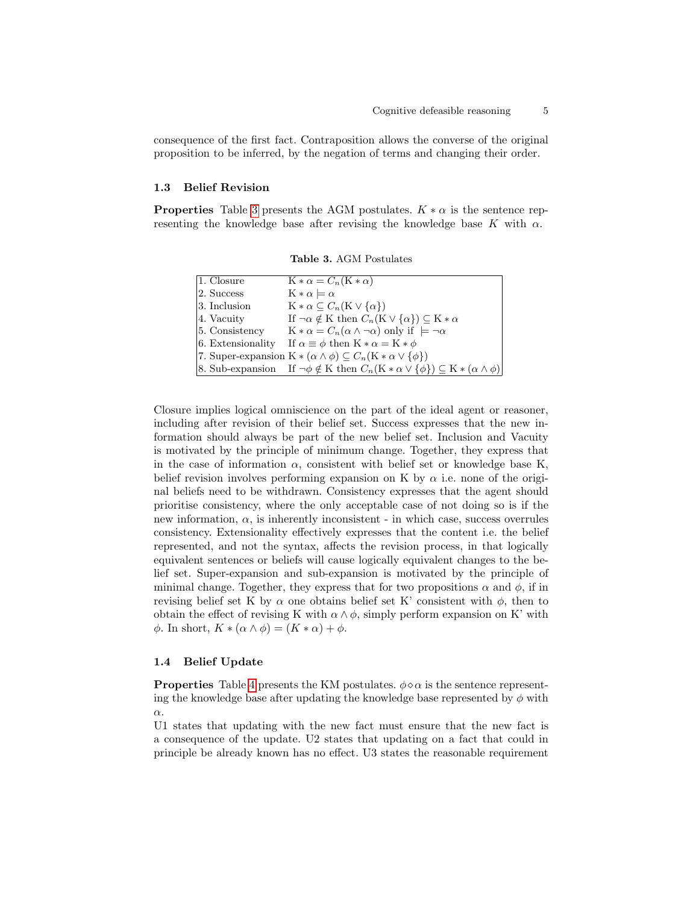consequence of the first fact. Contraposition allows the converse of the original proposition to be inferred, by the negation of terms and changing their order.

### 1.3 Belief Revision

**Properties** Table 3 presents the AGM postulates. $K * \alpha$ is the sentence representing the knowledge base after revising the knowledge base $K$ with $\alpha$.

**Table 3.** AGM Postulates

| | |
|---|---|
| 1. Closure | $\mathrm{K} * \alpha = C_n(\mathrm{K} * \alpha)$ |
| 2. Success | $\mathrm{K} * \alpha \models \alpha$ |
| 3. Inclusion | $\mathrm{K} * \alpha \subseteq C_n(\mathrm{K} \vee \{\alpha\})$ |
| 4. Vacuity | If $\neg\alpha \notin \mathrm{K}$ then $C_n(\mathrm{K} \vee \{\alpha\}) \subseteq \mathrm{K} * \alpha$ |
| 5. Consistency | $\mathrm{K} * \alpha = C_n(\alpha \wedge \neg\alpha)$ only if $\models \neg\alpha$ |
| 6. Extensionality | If $\alpha \equiv \phi$ then $\mathrm{K} * \alpha = \mathrm{K} * \phi$ |
| 7. Super-expansion | $\mathrm{K} * (\alpha \wedge \phi) \subseteq C_n(\mathrm{K} * \alpha \vee \{\phi\})$ |
| 8. Sub-expansion | If $\neg\phi \notin \mathrm{K}$ then $C_n(\mathrm{K} * \alpha \vee \{\phi\}) \subseteq \mathrm{K} * (\alpha \wedge \phi)$ |

Closure implies logical omniscience on the part of the ideal agent or reasoner, including after revision of their belief set. Success expresses that the new information should always be part of the new belief set. Inclusion and Vacuity is motivated by the principle of minimum change. Together, they express that in the case of information $\alpha$, consistent with belief set or knowledge base K, belief revision involves performing expansion on K by $\alpha$ i.e. none of the original beliefs need to be withdrawn. Consistency expresses that the agent should prioritise consistency, where the only acceptable case of not doing so is if the new information, $\alpha$, is inherently inconsistent - in which case, success overrules consistency. Extensionality effectively expresses that the content i.e. the belief represented, and not the syntax, affects the revision process, in that logically equivalent sentences or beliefs will cause logically equivalent changes to the belief set. Super-expansion and sub-expansion is motivated by the principle of minimal change. Together, they express that for two propositions $\alpha$ and $\phi$, if in revising belief set K by $\alpha$ one obtains belief set K' consistent with $\phi$, then to obtain the effect of revising K with $\alpha \wedge \phi$, simply perform expansion on K' with $\phi$. In short, $K * (\alpha \wedge \phi) = (K * \alpha) + \phi$.

### 1.4 Belief Update

**Properties** Table 4 presents the KM postulates. $\phi \diamond \alpha$ is the sentence representing the knowledge base after updating the knowledge base represented by $\phi$ with $\alpha$.

U1 states that updating with the new fact must ensure that the new fact is a consequence of the update. U2 states that updating on a fact that could in principle be already known has no effect. U3 states the reasonable requirement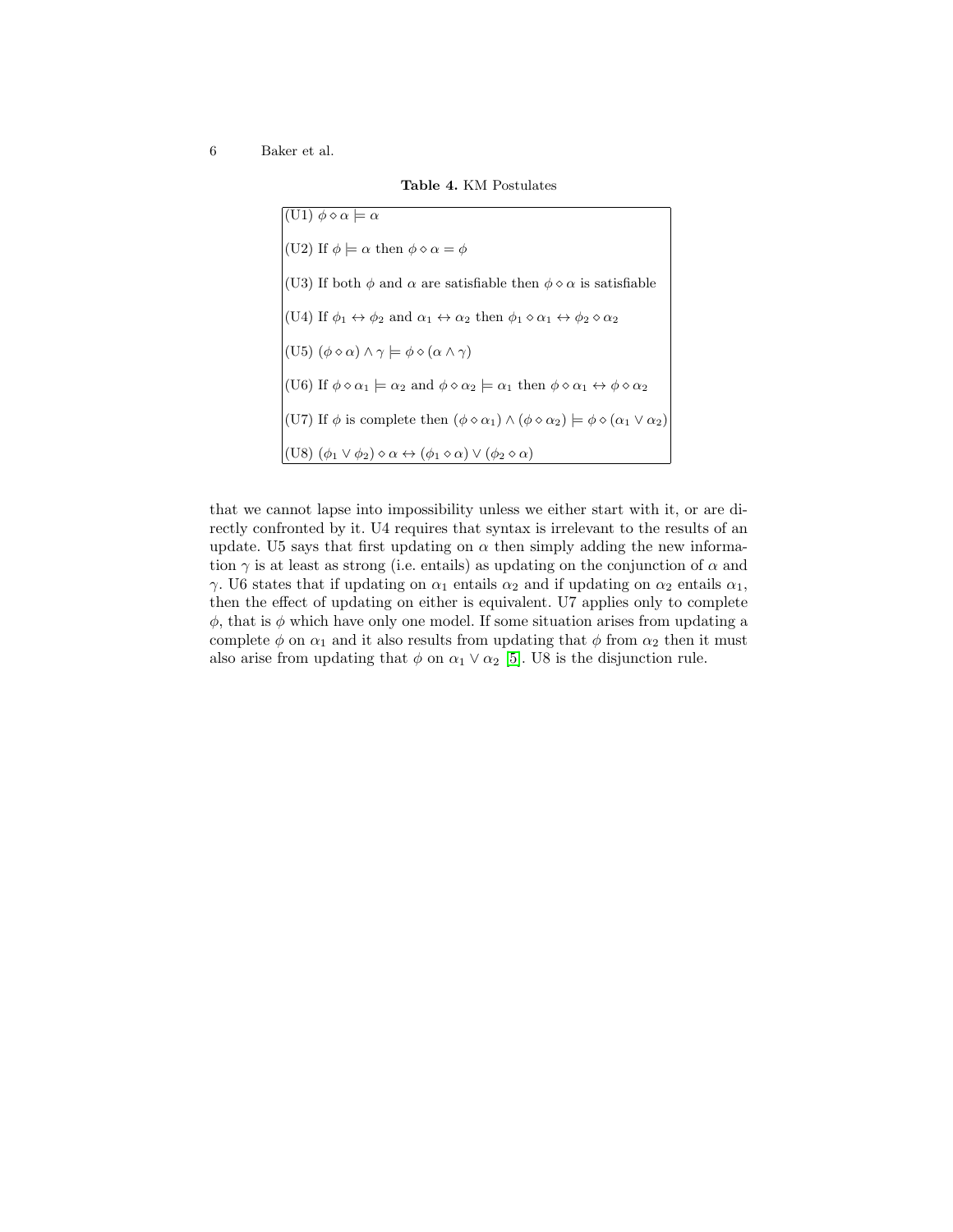**Table 4.** KM Postulates

| |
|---|
| (U1) $\phi \diamond \alpha \models \alpha$ |
| (U2) If $\phi \models \alpha$ then $\phi \diamond \alpha = \phi$ |
| (U3) If both $\phi$ and $\alpha$ are satisfiable then $\phi \diamond \alpha$ is satisfiable |
| (U4) If $\phi_1 \leftrightarrow \phi_2$ and $\alpha_1 \leftrightarrow \alpha_2$ then $\phi_1 \diamond \alpha_1 \leftrightarrow \phi_2 \diamond \alpha_2$ |
| (U5) $(\phi \diamond \alpha) \wedge \gamma \models \phi \diamond (\alpha \wedge \gamma)$ |
| (U6) If $\phi \diamond \alpha_1 \models \alpha_2$ and $\phi \diamond \alpha_2 \models \alpha_1$ then $\phi \diamond \alpha_1 \leftrightarrow \phi \diamond \alpha_2$ |
| (U7) If $\phi$ is complete then $(\phi \diamond \alpha_1) \wedge (\phi \diamond \alpha_2) \models \phi \diamond (\alpha_1 \vee \alpha_2)$ |
| (U8) $(\phi_1 \vee \phi_2) \diamond \alpha \leftrightarrow (\phi_1 \diamond \alpha) \vee (\phi_2 \diamond \alpha)$ |

that we cannot lapse into impossibility unless we either start with it, or are directly confronted by it. U4 requires that syntax is irrelevant to the results of an update. U5 says that first updating on $\alpha$ then simply adding the new information $\gamma$ is at least as strong (i.e. entails) as updating on the conjunction of $\alpha$ and $\gamma$. U6 states that if updating on $\alpha_1$ entails $\alpha_2$ and if updating on $\alpha_2$ entails $\alpha_1$, then the effect of updating on either is equivalent. U7 applies only to complete $\phi$, that is $\phi$ which have only one model. If some situation arises from updating a complete $\phi$ on $\alpha_1$ and it also results from updating that $\phi$ from $\alpha_2$ then it must also arise from updating that $\phi$ on $\alpha_1 \vee \alpha_2$ [5]. U8 is the disjunction rule.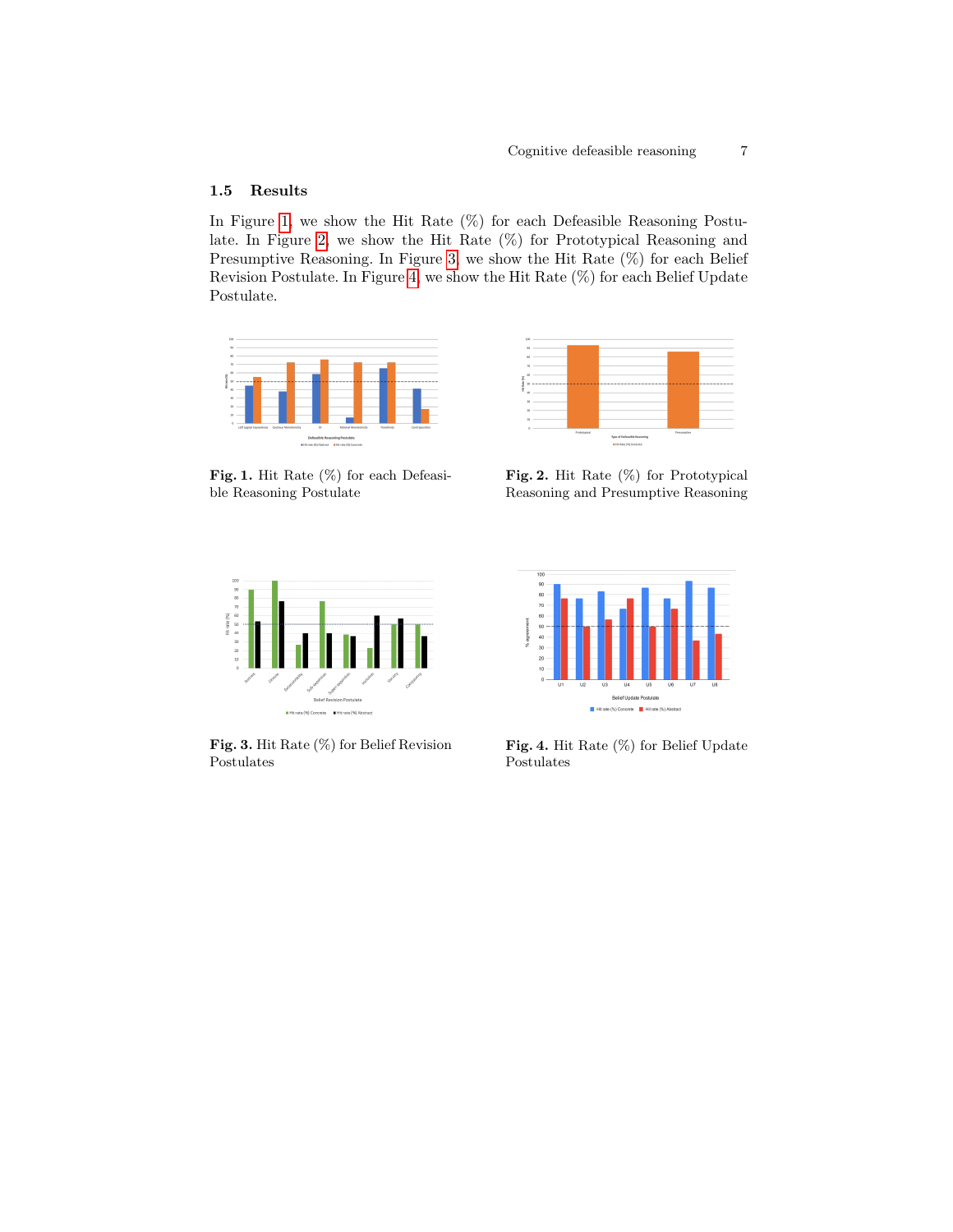### 1.5 Results

In Figure 1, we show the Hit Rate (%) for each Defeasible Reasoning Postulate. In Figure 2, we show the Hit Rate (%) for Prototypical Reasoning and Presumptive Reasoning. In Figure 3, we show the Hit Rate (%) for each Belief Revision Postulate. In Figure 4, we show the Hit Rate (%) for each Belief Update Postulate.

Left logical Equivalence
Cautious Monotonicity
Or
Rational Monotonicity
Transitivity
Contraposition
Defeasible Reasoning Postulate
Hit rate (%) Abstract
Hit rate (%) Concrete

Fig. 1. Hit Rate (%) for each Defeasible Reasoning Postulate

Prototypical
Presumptive
Type of Defeasible Reasoning
Hit Rate (%) Concrete

Fig. 2. Hit Rate (%) for Prototypical Reasoning and Presumptive Reasoning

100
90
80
70
60
50
40
30
20
10
0
Hit rate (%)
Success
Closure
Extensionality
Sub-expansion
Super-expansion
Inclusion
Vacuity
Consistency
Belief Revision Postulate
Hit rate (%) Concrete
Hit rate (%) Abstract

Fig. 3. Hit Rate (%) for Belief Revision Postulates

100
90
80
70
60
50
40
30
20
10
0
% agreement
U1
U2
U3
U4
U5
U6
U7
U8
Belief Update Postulate
Hit rate (%) Concrete
Hit rate (%) Abstract

Fig. 4. Hit Rate (%) for Belief Update Postulates